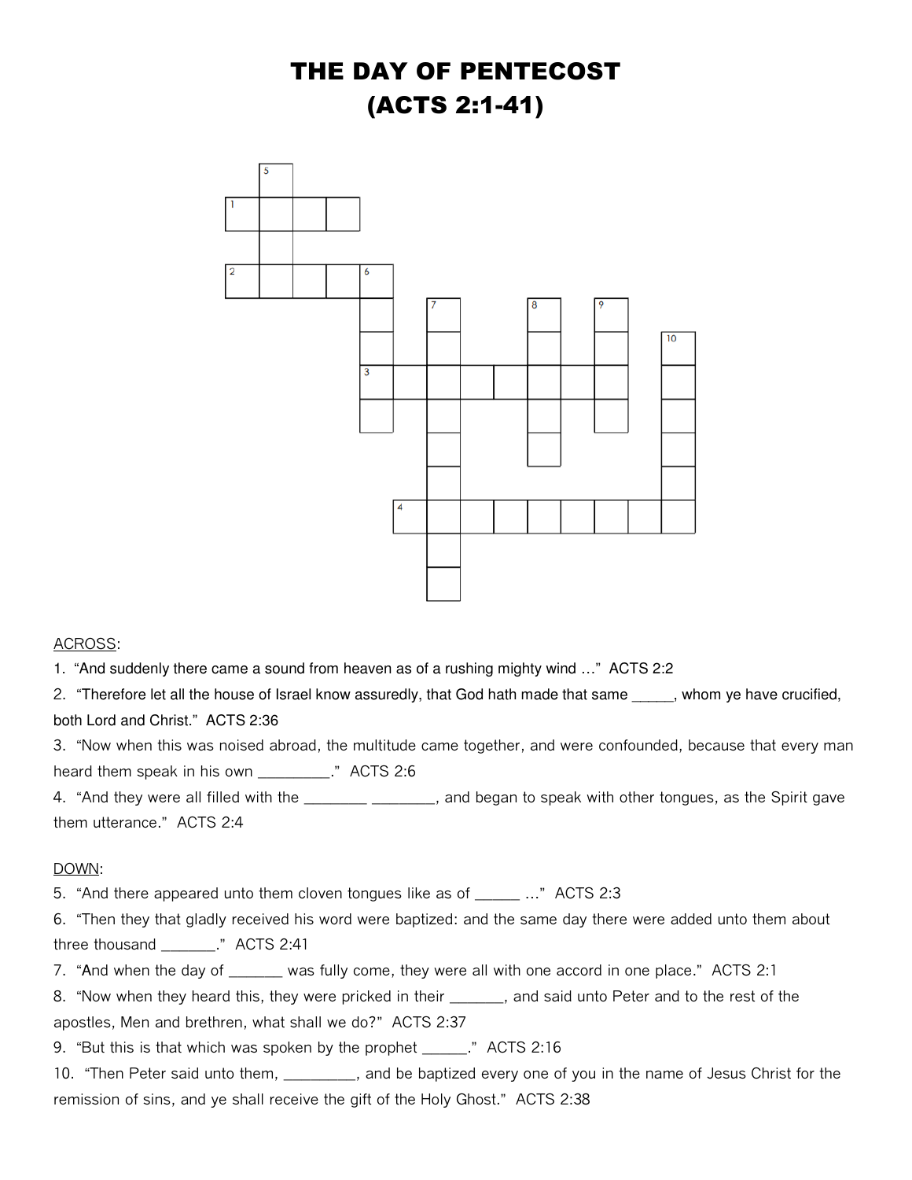# THE DAY OF PENTECOST
# (ACTS 2:1-41)

ACROSS:

1. "And suddenly there came a sound from heaven as of a rushing mighty wind …" ACTS 2:2

2. "Therefore let all the house of Israel know assuredly, that God hath made that same _____, whom ye have crucified, both Lord and Christ." ACTS 2:36

3. "Now when this was noised abroad, the multitude came together, and were confounded, because that every man heard them speak in his own _________." ACTS 2:6

4. "And they were all filled with the ________ ________, and began to speak with other tongues, as the Spirit gave them utterance." ACTS 2:4

DOWN:

5. "And there appeared unto them cloven tongues like as of ______ …" ACTS 2:3

6. "Then they that gladly received his word were baptized: and the same day there were added unto them about three thousand _______." ACTS 2:41

7. "And when the day of _______ was fully come, they were all with one accord in one place." ACTS 2:1

8. "Now when they heard this, they were pricked in their _______, and said unto Peter and to the rest of the apostles, Men and brethren, what shall we do?" ACTS 2:37

9. "But this is that which was spoken by the prophet ______." ACTS 2:16

10. "Then Peter said unto them, _________, and be baptized every one of you in the name of Jesus Christ for the remission of sins, and ye shall receive the gift of the Holy Ghost." ACTS 2:38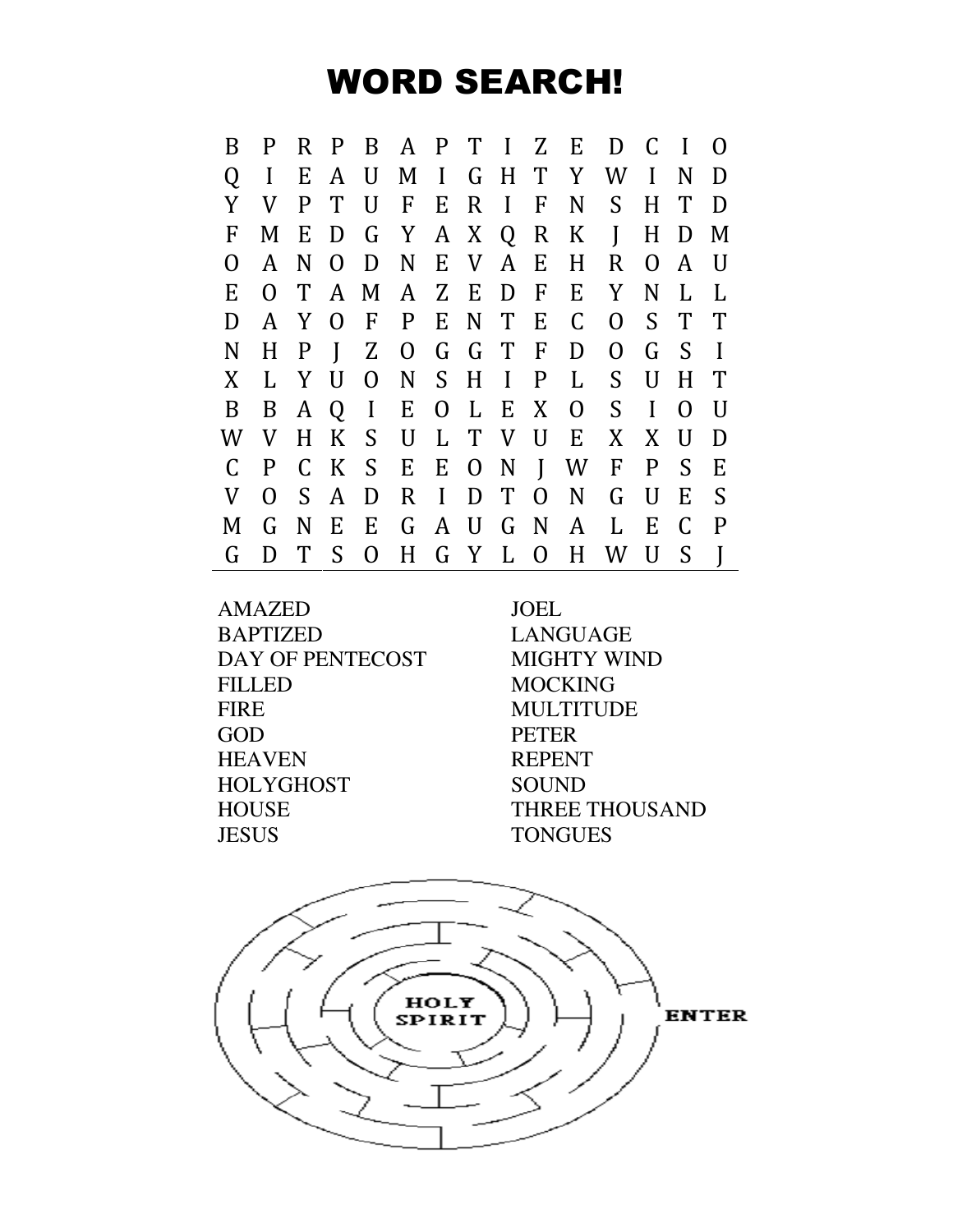# WORD SEARCH!

| | | | | | | | | | | | | | | |
|---|---|---|---|---|---|---|---|---|---|---|---|---|---|---|
| B | P | R | P | B | A | P | T | I | Z | E | D | C | I | O |
| Q | I | E | A | U | M | I | G | H | T | Y | W | I | N | D |
| Y | V | P | T | U | F | E | R | I | F | N | S | H | T | D |
| F | M | E | D | G | Y | A | X | Q | R | K | J | H | D | M |
| O | A | N | O | D | N | E | V | A | E | H | R | O | A | U |
| E | O | T | A | M | A | Z | E | D | F | E | Y | N | L | L |
| D | A | Y | O | F | P | E | N | T | E | C | O | S | T | T |
| N | H | P | J | Z | O | G | G | T | F | D | O | G | S | I |
| X | L | Y | U | O | N | S | H | I | P | L | S | U | H | T |
| B | B | A | Q | I | E | O | L | E | X | O | S | I | O | U |
| W | V | H | K | S | U | L | T | V | U | E | X | X | U | D |
| C | P | C | K | S | E | E | O | N | J | W | F | P | S | E |
| V | O | S | A | D | R | I | D | T | O | N | G | U | E | S |
| M | G | N | E | E | G | A | U | G | N | A | L | E | C | P |
| G | D | T | S | O | H | G | Y | L | O | H | W | U | S | J |

AMAZED
BAPTIZED
DAY OF PENTECOST
FILLED
FIRE
GOD
HEAVEN
HOLYGHOST
HOUSE
JESUS
JOEL
LANGUAGE
MIGHTY WIND
MOCKING
MULTITUDE
PETER
REPENT
SOUND
THREE THOUSAND
TONGUES

HOLY SPIRIT

ENTER